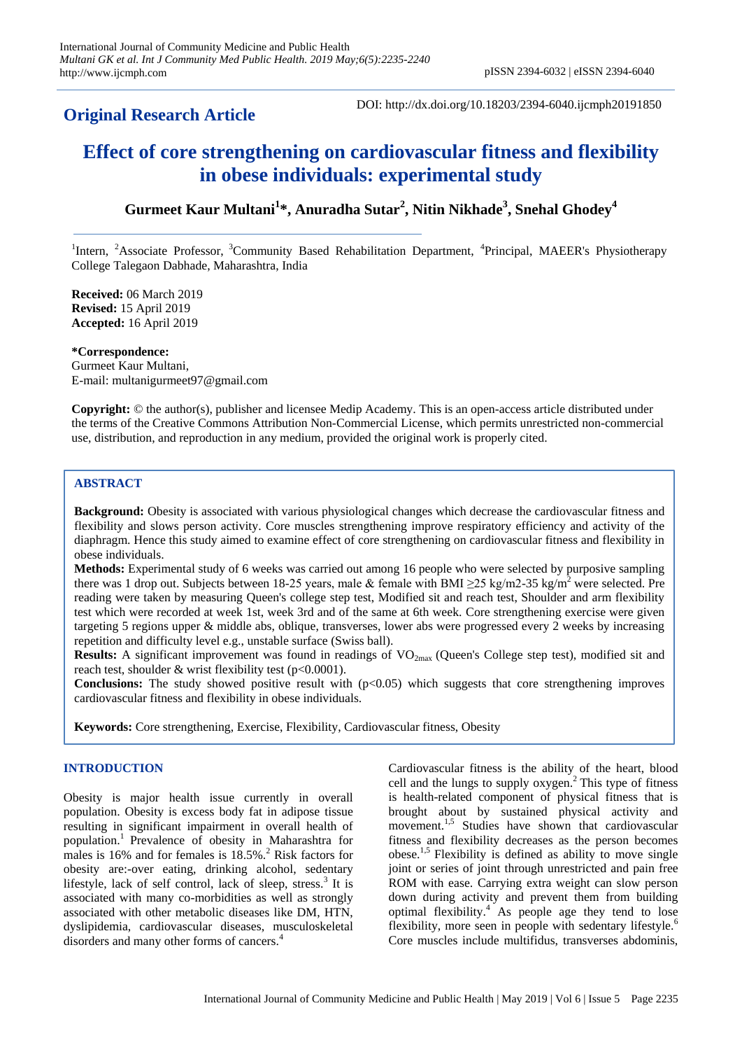**Original Research Article**

DOI: http://dx.doi.org/10.18203/2394-6040.ijcmph20191850

# Effect of core strengthening on cardiovascular fitness and flexibility in obese individuals: experimental study

**Gurmeet Kaur Multani[1]*, Anuradha Sutar[2], Nitin Nikhade[3], Snehal Ghodey[4]**

[1]Intern, [2]Associate Professor, [3]Community Based Rehabilitation Department, [4]Principal, MAEER's Physiotherapy College Talegaon Dabhade, Maharashtra, India

**Received:** 06 March 2019
**Revised:** 15 April 2019
**Accepted:** 16 April 2019

***Correspondence:**
Gurmeet Kaur Multani,
E-mail: multanigurmeet97@gmail.com

**Copyright:** © the author(s), publisher and licensee Medip Academy. This is an open-access article distributed under the terms of the Creative Commons Attribution Non-Commercial License, which permits unrestricted non-commercial use, distribution, and reproduction in any medium, provided the original work is properly cited.

## ABSTRACT

**Background:** Obesity is associated with various physiological changes which decrease the cardiovascular fitness and flexibility and slows person activity. Core muscles strengthening improve respiratory efficiency and activity of the diaphragm. Hence this study aimed to examine effect of core strengthening on cardiovascular fitness and flexibility in obese individuals.

**Methods:** Experimental study of 6 weeks was carried out among 16 people who were selected by purposive sampling there was 1 drop out. Subjects between 18-25 years, male & female with BMI ≥25 kg/m2-35 kg/$m^2$ were selected. Pre reading were taken by measuring Queen's college step test, Modified sit and reach test, Shoulder and arm flexibility test which were recorded at week 1st, week 3rd and of the same at 6th week. Core strengthening exercise were given targeting 5 regions upper & middle abs, oblique, transverses, lower abs were progressed every 2 weeks by increasing repetition and difficulty level e.g., unstable surface (Swiss ball).

**Results:** A significant improvement was found in readings of $VO_{2max}$ (Queen's College step test), modified sit and reach test, shoulder & wrist flexibility test ($p<0.0001$).

**Conclusions:** The study showed positive result with ($p<0.05$) which suggests that core strengthening improves cardiovascular fitness and flexibility in obese individuals.

**Keywords:** Core strengthening, Exercise, Flexibility, Cardiovascular fitness, Obesity

## INTRODUCTION

Obesity is major health issue currently in overall population. Obesity is excess body fat in adipose tissue resulting in significant impairment in overall health of population.[1] Prevalence of obesity in Maharashtra for males is 16% and for females is 18.5%.[2] Risk factors for obesity are:-over eating, drinking alcohol, sedentary lifestyle, lack of self control, lack of sleep, stress.[3] It is associated with many co-morbidities as well as strongly associated with other metabolic diseases like DM, HTN, dyslipidemia, cardiovascular diseases, musculoskeletal disorders and many other forms of cancers.[4]

Cardiovascular fitness is the ability of the heart, blood cell and the lungs to supply oxygen.[2] This type of fitness is health-related component of physical fitness that is brought about by sustained physical activity and movement.[1,5] Studies have shown that cardiovascular fitness and flexibility decreases as the person becomes obese.[1,5] Flexibility is defined as ability to move single joint or series of joint through unrestricted and pain free ROM with ease. Carrying extra weight can slow person down during activity and prevent them from building optimal flexibility.[4] As people age they tend to lose flexibility, more seen in people with sedentary lifestyle.[6] Core muscles include multifidus, transverses abdominis,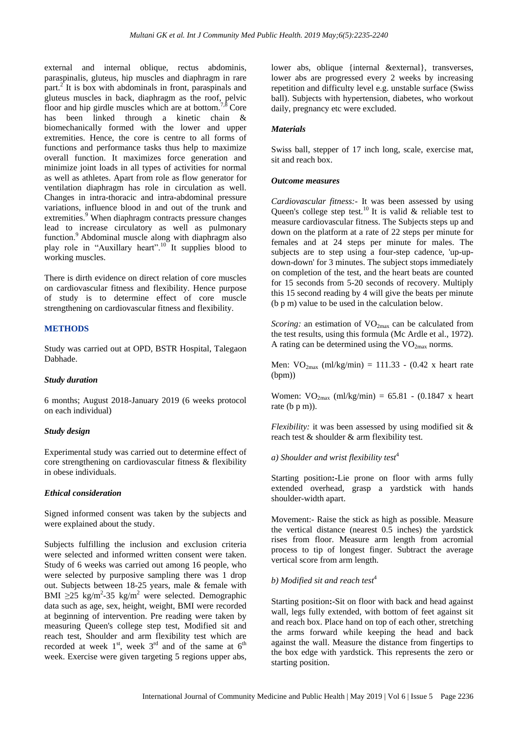external and internal oblique, rectus abdominis, paraspinalis, gluteus, hip muscles and diaphragm in rare part.[2] It is box with abdominals in front, paraspinals and gluteus muscles in back, diaphragm as the roof, pelvic floor and hip girdle muscles which are at bottom.[7,8] Core has been linked through a kinetic chain & biomechanically formed with the lower and upper extremities. Hence, the core is centre to all forms of functions and performance tasks thus help to maximize overall function. It maximizes force generation and minimize joint loads in all types of activities for normal as well as athletes. Apart from role as flow generator for ventilation diaphragm has role in circulation as well. Changes in intra-thoracic and intra-abdominal pressure variations, influence blood in and out of the trunk and extremities.[9] When diaphragm contracts pressure changes lead to increase circulatory as well as pulmonary function.[9] Abdominal muscle along with diaphragm also play role in "Auxillary heart".[10] It supplies blood to working muscles.

There is dirth evidence on direct relation of core muscles on cardiovascular fitness and flexibility. Hence purpose of study is to determine effect of core muscle strengthening on cardiovascular fitness and flexibility.

## METHODS

Study was carried out at OPD, BSTR Hospital, Talegaon Dabhade.

### *Study duration*

6 months; August 2018-January 2019 (6 weeks protocol on each individual)

### *Study design*

Experimental study was carried out to determine effect of core strengthening on cardiovascular fitness & flexibility in obese individuals.

### *Ethical consideration*

Signed informed consent was taken by the subjects and were explained about the study.

Subjects fulfilling the inclusion and exclusion criteria were selected and informed written consent were taken. Study of 6 weeks was carried out among 16 people, who were selected by purposive sampling there was 1 drop out. Subjects between 18-25 years, male & female with BMI $\geq 25$ kg/m$^2$-35 kg/m$^2$ were selected. Demographic data such as age, sex, height, weight, BMI were recorded at beginning of intervention. Pre reading were taken by measuring Queen's college step test, Modified sit and reach test, Shoulder and arm flexibility test which are recorded at week 1$^{st}$, week 3$^{rd}$ and of the same at 6$^{th}$ week. Exercise were given targeting 5 regions upper abs, lower abs, oblique {internal &external}, transverses, lower abs are progressed every 2 weeks by increasing repetition and difficulty level e.g. unstable surface (Swiss ball). Subjects with hypertension, diabetes, who workout daily, pregnancy etc were excluded.

### *Materials*

Swiss ball, stepper of 17 inch long, scale, exercise mat, sit and reach box.

### *Outcome measures*

*Cardiovascular fitness:-* It was been assessed by using Queen's college step test.[10] It is valid & reliable test to measure cardiovascular fitness. The Subjects steps up and down on the platform at a rate of 22 steps per minute for females and at 24 steps per minute for males. The subjects are to step using a four-step cadence, 'up-up-down-down' for 3 minutes. The subject stops immediately on completion of the test, and the heart beats are counted for 15 seconds from 5-20 seconds of recovery. Multiply this 15 second reading by 4 will give the beats per minute (b p m) value to be used in the calculation below.

*Scoring:* an estimation of $VO_{2max}$ can be calculated from the test results, using this formula (Mc Ardle et al., 1972). A rating can be determined using the $VO_{2max}$ norms.

Men: $VO_{2max}$ (ml/kg/min) = 111.33 - (0.42 x heart rate (bpm))

Women: $VO_{2max}$ (ml/kg/min) = 65.81 - (0.1847 x heart rate (b p m)).

*Flexibility:* it was been assessed by using modified sit & reach test & shoulder & arm flexibility test.

*a) Shoulder and wrist flexibility test*[4]

Starting position:-Lie prone on floor with arms fully extended overhead, grasp a yardstick with hands shoulder-width apart.

Movement:- Raise the stick as high as possible. Measure the vertical distance (nearest 0.5 inches) the yardstick rises from floor. Measure arm length from acromial process to tip of longest finger. Subtract the average vertical score from arm length.

*b) Modified sit and reach test*[4]

Starting position:-Sit on floor with back and head against wall, legs fully extended, with bottom of feet against sit and reach box. Place hand on top of each other, stretching the arms forward while keeping the head and back against the wall. Measure the distance from fingertips to the box edge with yardstick. This represents the zero or starting position.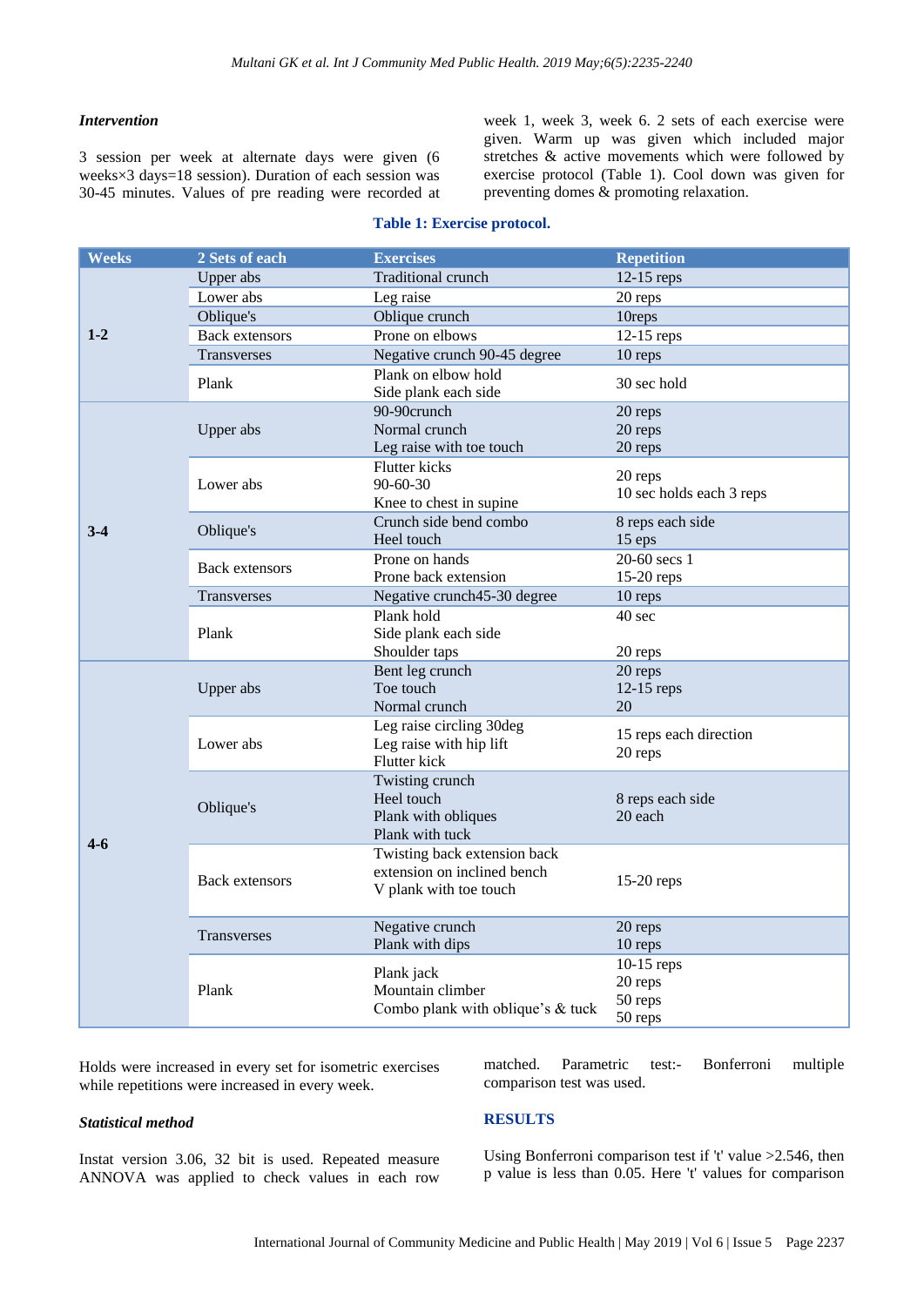### *Intervention*

3 session per week at alternate days were given (6 weeks×3 days=18 session). Duration of each session was 30-45 minutes. Values of pre reading were recorded at week 1, week 3, week 6. 2 sets of each exercise were given. Warm up was given which included major stretches & active movements which were followed by exercise protocol (Table 1). Cool down was given for preventing domes & promoting relaxation.

**Table 1: Exercise protocol.**

| Weeks | 2 Sets of each | Exercises | Repetition |
|---|---|---|---|
| 1-2 | Upper abs | Traditional crunch | 12-15 reps |
| | Lower abs | Leg raise | 20 reps |
| | Oblique's | Oblique crunch | 10reps |
| | Back extensors | Prone on elbows | 12-15 reps |
| | Transverses | Negative crunch 90-45 degree | 10 reps |
| | Plank | Plank on elbow hold<br>Side plank each side | 30 sec hold |
| 3-4 | Upper abs | 90-90crunch<br>Normal crunch<br>Leg raise with toe touch | 20 reps<br>20 reps<br>20 reps |
| | Lower abs | Flutter kicks<br>90-60-30<br>Knee to chest in supine | 20 reps<br>10 sec holds each 3 reps |
| | Oblique's | Crunch side bend combo<br>Heel touch | 8 reps each side<br>15 eps |
| | Back extensors | Prone on hands<br>Prone back extension | 20-60 secs 1<br>15-20 reps |
| | Transverses | Negative crunch45-30 degree | 10 reps |
| | Plank | Plank hold<br>Side plank each side<br>Shoulder taps | 40 sec<br><br>20 reps |
| 4-6 | Upper abs | Bent leg crunch<br>Toe touch<br>Normal crunch | 20 reps<br>12-15 reps<br>20 |
| | Lower abs | Leg raise circling 30deg<br>Leg raise with hip lift<br>Flutter kick | 15 reps each direction<br>20 reps |
| | Oblique's | Twisting crunch<br>Heel touch<br>Plank with obliques<br>Plank with tuck | 8 reps each side<br>20 each |
| | Back extensors | Twisting back extension back extension on inclined bench<br>V plank with toe touch | 15-20 reps |
| | Transverses | Negative crunch<br>Plank with dips | 20 reps<br>10 reps |
| | Plank | Plank jack<br>Mountain climber<br>Combo plank with oblique's & tuck | 10-15 reps<br>20 reps<br>50 reps<br>50 reps |

Holds were increased in every set for isometric exercises while repetitions were increased in every week.

### *Statistical method*

Instat version 3.06, 32 bit is used. Repeated measure ANNOVA was applied to check values in each row matched. Parametric test:- Bonferroni multiple comparison test was used.

## RESULTS

Using Bonferroni comparison test if 't' value >2.546, then p value is less than 0.05. Here 't' values for comparison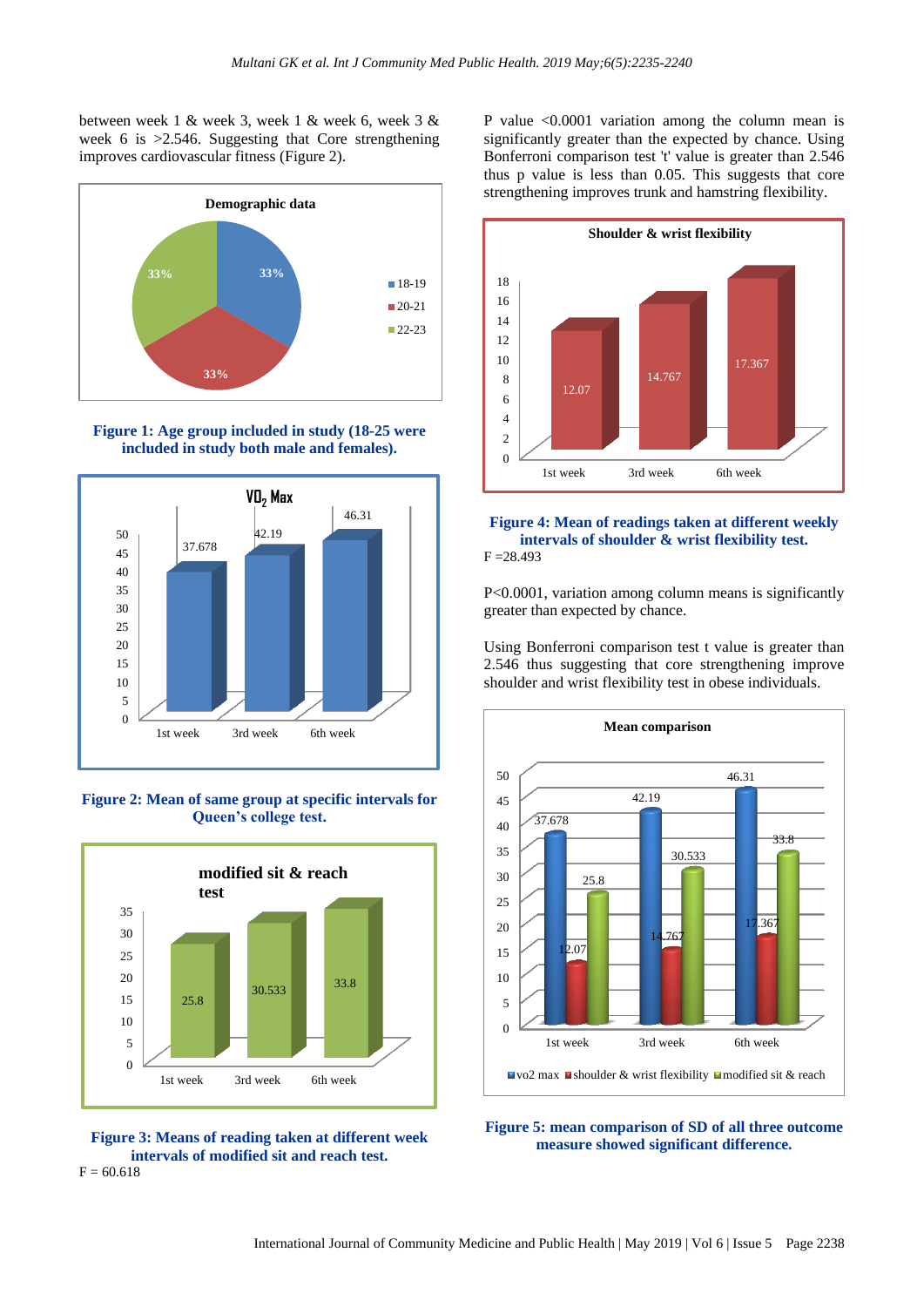between week 1 & week 3, week 1 & week 6, week 3 & week 6 is >2.546. Suggesting that Core strengthening improves cardiovascular fitness (Figure 2).

**Figure 1: Age group included in study (18-25 were included in study both male and females).**

**Figure 2: Mean of same group at specific intervals for Queen's college test.**

**Figure 3: Means of reading taken at different week intervals of modified sit and reach test.**

F = 60.618

P value <0.0001 variation among the column mean is significantly greater than the expected by chance. Using Bonferroni comparison test 't' value is greater than 2.546 thus p value is less than 0.05. This suggests that core strengthening improves trunk and hamstring flexibility.

**Figure 4: Mean of readings taken at different weekly intervals of shoulder & wrist flexibility test.**

F =28.493

P<0.0001, variation among column means is significantly greater than expected by chance.

Using Bonferroni comparison test t value is greater than 2.546 thus suggesting that core strengthening improve shoulder and wrist flexibility test in obese individuals.

**Figure 5: mean comparison of SD of all three outcome measure showed significant difference.**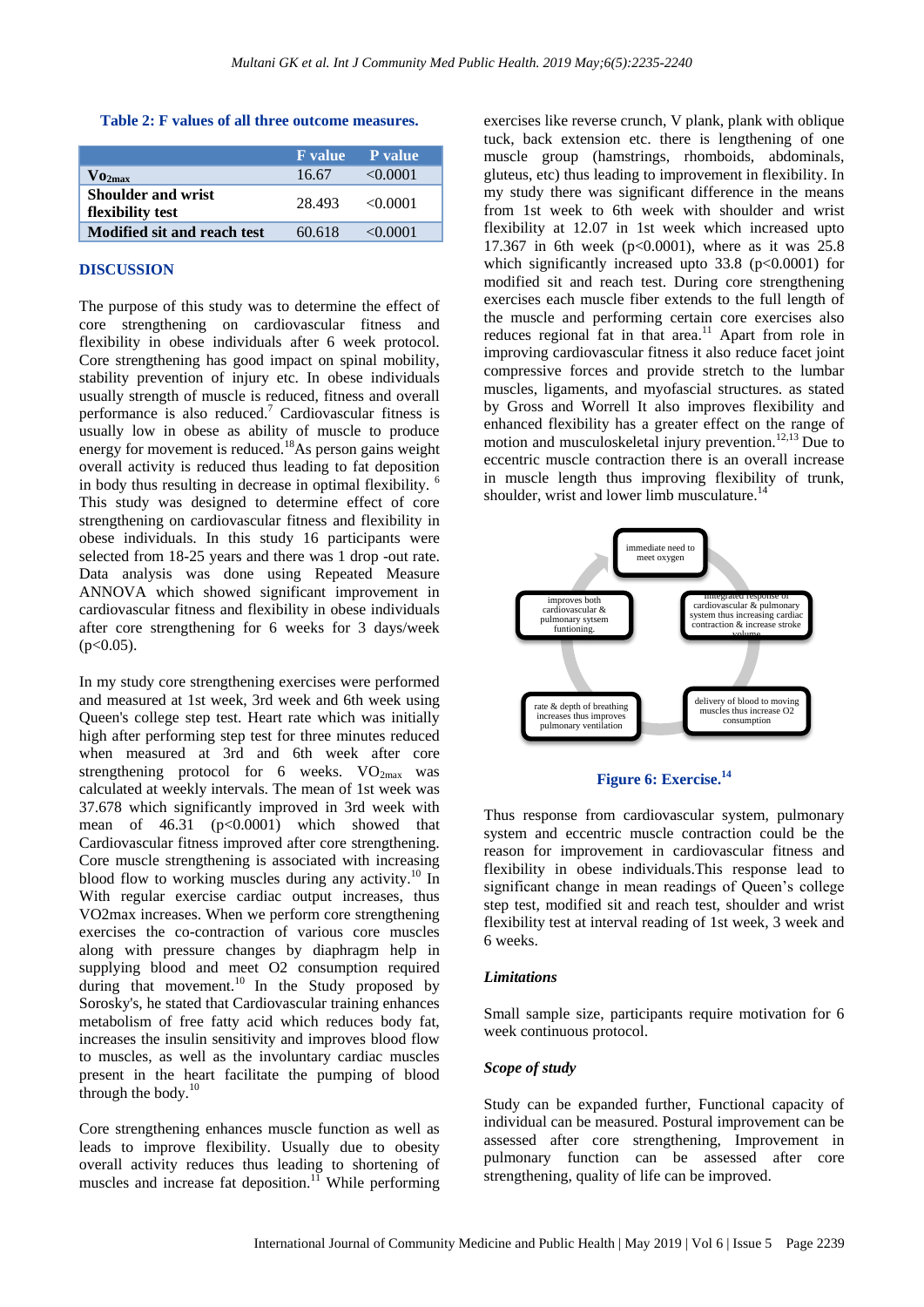**Table 2: F values of all three outcome measures.**

| | F value | P value |
|---|---|---|
| **$Vo_{2max}$** | 16.67 | <0.0001 |
| **Shoulder and wrist flexibility test** | 28.493 | <0.0001 |
| **Modified sit and reach test** | 60.618 | <0.0001 |

## DISCUSSION

The purpose of this study was to determine the effect of core strengthening on cardiovascular fitness and flexibility in obese individuals after 6 week protocol. Core strengthening has good impact on spinal mobility, stability prevention of injury etc. In obese individuals usually strength of muscle is reduced, fitness and overall performance is also reduced.[7] Cardiovascular fitness is usually low in obese as ability of muscle to produce energy for movement is reduced.[18]As person gains weight overall activity is reduced thus leading to fat deposition in body thus resulting in decrease in optimal flexibility.[6] This study was designed to determine effect of core strengthening on cardiovascular fitness and flexibility in obese individuals. In this study 16 participants were selected from 18-25 years and there was 1 drop -out rate. Data analysis was done using Repeated Measure ANNOVA which showed significant improvement in cardiovascular fitness and flexibility in obese individuals after core strengthening for 6 weeks for 3 days/week ($p<0.05$).

In my study core strengthening exercises were performed and measured at 1st week, 3rd week and 6th week using Queen's college step test. Heart rate which was initially high after performing step test for three minutes reduced when measured at 3rd and 6th week after core strengthening protocol for 6 weeks. $VO_{2max}$ was calculated at weekly intervals. The mean of 1st week was 37.678 which significantly improved in 3rd week with mean of 46.31 ($p<0.0001$) which showed that Cardiovascular fitness improved after core strengthening. Core muscle strengthening is associated with increasing blood flow to working muscles during any activity.[10] In With regular exercise cardiac output increases, thus VO2max increases. When we perform core strengthening exercises the co-contraction of various core muscles along with pressure changes by diaphragm help in supplying blood and meet O2 consumption required during that movement.[10] In the Study proposed by Sorosky's, he stated that Cardiovascular training enhances metabolism of free fatty acid which reduces body fat, increases the insulin sensitivity and improves blood flow to muscles, as well as the involuntary cardiac muscles present in the heart facilitate the pumping of blood through the body.[10]

Core strengthening enhances muscle function as well as leads to improve flexibility. Usually due to obesity overall activity reduces thus leading to shortening of muscles and increase fat deposition.[11] While performing exercises like reverse crunch, V plank, plank with oblique tuck, back extension etc. there is lengthening of one muscle group (hamstrings, rhomboids, abdominals, gluteus, etc) thus leading to improvement in flexibility. In my study there was significant difference in the means from 1st week to 6th week with shoulder and wrist flexibility at 12.07 in 1st week which increased upto 17.367 in 6th week ($p<0.0001$), where as it was 25.8 which significantly increased upto 33.8 ($p<0.0001$) for modified sit and reach test. During core strengthening exercises each muscle fiber extends to the full length of the muscle and performing certain core exercises also reduces regional fat in that area.[11] Apart from role in improving cardiovascular fitness it also reduce facet joint compressive forces and provide stretch to the lumbar muscles, ligaments, and myofascial structures. as stated by Gross and Worrell It also improves flexibility and enhanced flexibility has a greater effect on the range of motion and musculoskeletal injury prevention.[12,13] Due to eccentric muscle contraction there is an overall increase in muscle length thus improving flexibility of trunk, shoulder, wrist and lower limb musculature.[14]

**Figure 6: Exercise.[14]**

Thus response from cardiovascular system, pulmonary system and eccentric muscle contraction could be the reason for improvement in cardiovascular fitness and flexibility in obese individuals.This response lead to significant change in mean readings of Queen's college step test, modified sit and reach test, shoulder and wrist flexibility test at interval reading of 1st week, 3 week and 6 weeks.

### *Limitations*

Small sample size, participants require motivation for 6 week continuous protocol.

### *Scope of study*

Study can be expanded further, Functional capacity of individual can be measured. Postural improvement can be assessed after core strengthening, Improvement in pulmonary function can be assessed after core strengthening, quality of life can be improved.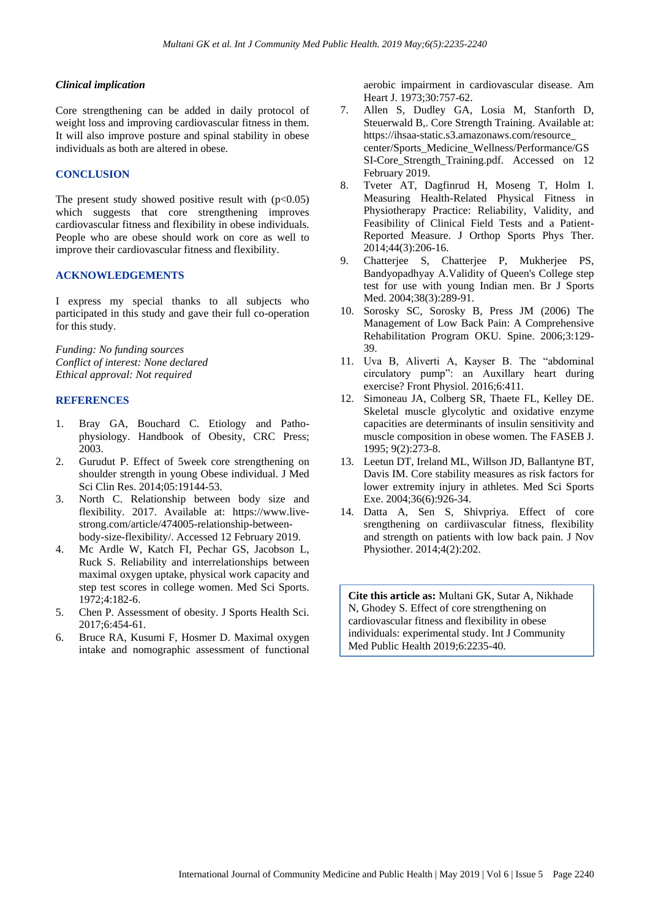### *Clinical implication*

Core strengthening can be added in daily protocol of weight loss and improving cardiovascular fitness in them. It will also improve posture and spinal stability in obese individuals as both are altered in obese.

## CONCLUSION

The present study showed positive result with ($p<0.05$) which suggests that core strengthening improves cardiovascular fitness and flexibility in obese individuals. People who are obese should work on core as well to improve their cardiovascular fitness and flexibility.

## ACKNOWLEDGEMENTS

I express my special thanks to all subjects who participated in this study and gave their full co-operation for this study.

*Funding: No funding sources*
*Conflict of interest: None declared*
*Ethical approval: Not required*

## REFERENCES

1. Bray GA, Bouchard C. Etiology and Patho-physiology. Handbook of Obesity, CRC Press; 2003.
2. Gurudut P. Effect of 5week core strengthening on shoulder strength in young Obese individual. J Med Sci Clin Res. 2014;05:19144-53.
3. North C. Relationship between body size and flexibility. 2017. Available at: https://www.live-strong.com/article/474005-relationship-between-body-size-flexibility/. Accessed 12 February 2019.
4. Mc Ardle W, Katch FI, Pechar GS, Jacobson L, Ruck S. Reliability and interrelationships between maximal oxygen uptake, physical work capacity and step test scores in college women. Med Sci Sports. 1972;4:182-6.
5. Chen P. Assessment of obesity. J Sports Health Sci. 2017;6:454-61.
6. Bruce RA, Kusumi F, Hosmer D. Maximal oxygen intake and nomographic assessment of functional aerobic impairment in cardiovascular disease. Am Heart J. 1973;30:757-62.
7. Allen S, Dudley GA, Losia M, Stanforth D, Steuerwald B,. Core Strength Training. Available at: https://ihsaa-static.s3.amazonaws.com/resource_center/Sports_Medicine_Wellness/Performance/GSSI-Core_Strength_Training.pdf. Accessed on 12 February 2019.
8. Tveter AT, Dagfinrud H, Moseng T, Holm I. Measuring Health-Related Physical Fitness in Physiotherapy Practice: Reliability, Validity, and Feasibility of Clinical Field Tests and a Patient-Reported Measure. J Orthop Sports Phys Ther. 2014;44(3):206-16.
9. Chatterjee S, Chatterjee P, Mukherjee PS, Bandyopadhyay A.Validity of Queen's College step test for use with young Indian men. Br J Sports Med. 2004;38(3):289-91.
10. Sorosky SC, Sorosky B, Press JM (2006) The Management of Low Back Pain: A Comprehensive Rehabilitation Program OKU. Spine. 2006;3:129-39.
11. Uva B, Aliverti A, Kayser B. The "abdominal circulatory pump": an Auxillary heart during exercise? Front Physiol. 2016;6:411.
12. Simoneau JA, Colberg SR, Thaete FL, Kelley DE. Skeletal muscle glycolytic and oxidative enzyme capacities are determinants of insulin sensitivity and muscle composition in obese women. The FASEB J. 1995; 9(2):273-8.
13. Leetun DT, Ireland ML, Willson JD, Ballantyne BT, Davis IM. Core stability measures as risk factors for lower extremity injury in athletes. Med Sci Sports Exe. 2004;36(6):926-34.
14. Datta A, Sen S, Shivpriya. Effect of core srengthening on cardiivascular fitness, flexibility and strength on patients with low back pain. J Nov Physiother. 2014;4(2):202.

**Cite this article as:** Multani GK, Sutar A, Nikhade N, Ghodey S. Effect of core strengthening on cardiovascular fitness and flexibility in obese individuals: experimental study. Int J Community Med Public Health 2019;6:2235-40.